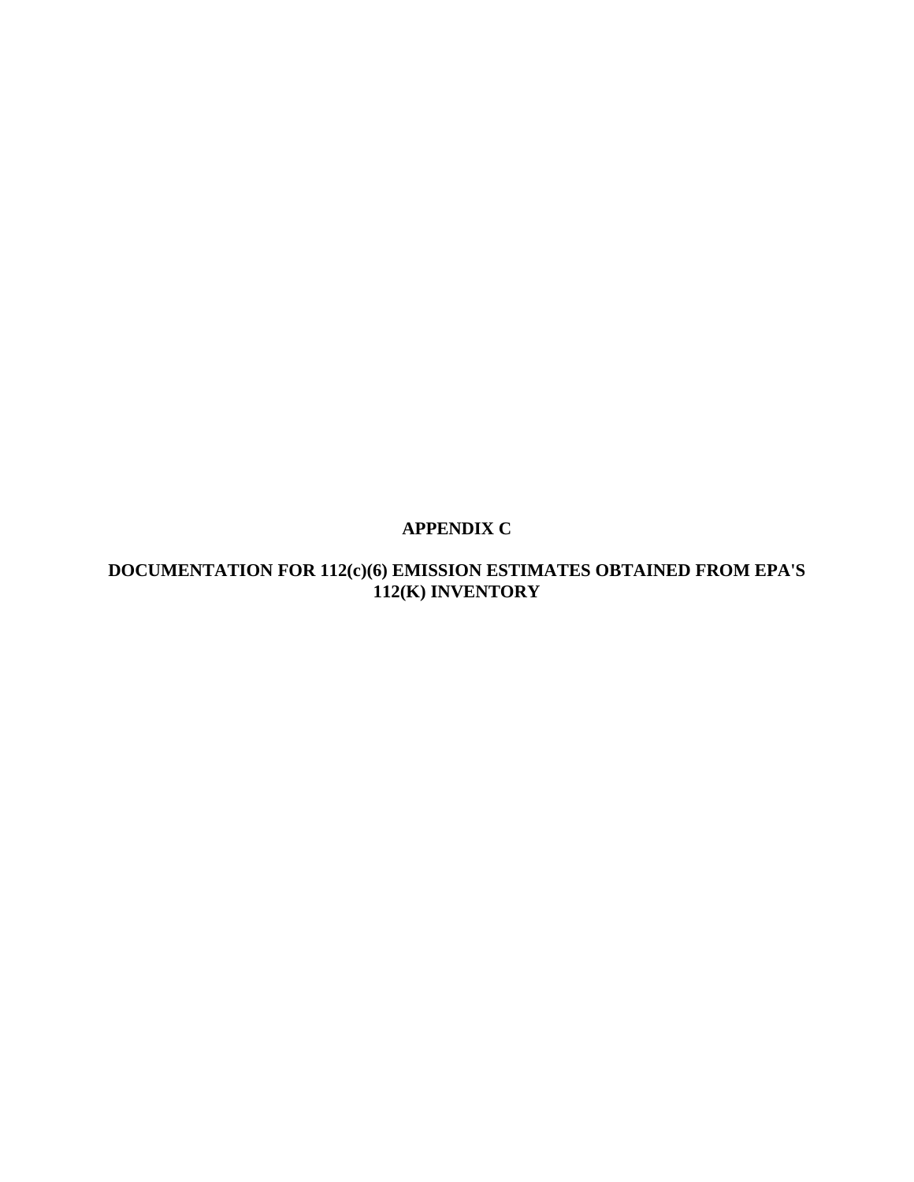# APPENDIX C

## DOCUMENTATION FOR 112(c)(6) EMISSION ESTIMATES OBTAINED FROM EPA'S 112(K) INVENTORY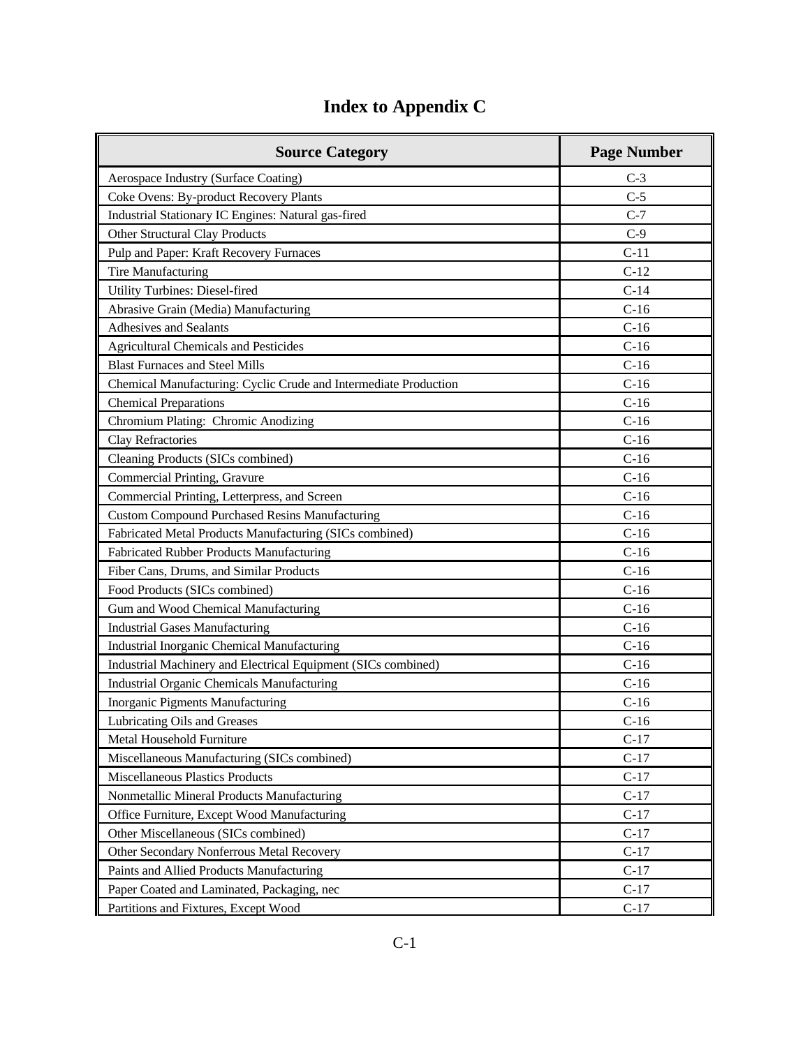# Index to Appendix C

| Source Category | Page Number |
|---|---|
| Aerospace Industry (Surface Coating) | C-3 |
| Coke Ovens: By-product Recovery Plants | C-5 |
| Industrial Stationary IC Engines: Natural gas-fired | C-7 |
| Other Structural Clay Products | C-9 |
| Pulp and Paper: Kraft Recovery Furnaces | C-11 |
| Tire Manufacturing | C-12 |
| Utility Turbines: Diesel-fired | C-14 |
| Abrasive Grain (Media) Manufacturing | C-16 |
| Adhesives and Sealants | C-16 |
| Agricultural Chemicals and Pesticides | C-16 |
| Blast Furnaces and Steel Mills | C-16 |
| Chemical Manufacturing: Cyclic Crude and Intermediate Production | C-16 |
| Chemical Preparations | C-16 |
| Chromium Plating: Chromic Anodizing | C-16 |
| Clay Refractories | C-16 |
| Cleaning Products (SICs combined) | C-16 |
| Commercial Printing, Gravure | C-16 |
| Commercial Printing, Letterpress, and Screen | C-16 |
| Custom Compound Purchased Resins Manufacturing | C-16 |
| Fabricated Metal Products Manufacturing (SICs combined) | C-16 |
| Fabricated Rubber Products Manufacturing | C-16 |
| Fiber Cans, Drums, and Similar Products | C-16 |
| Food Products (SICs combined) | C-16 |
| Gum and Wood Chemical Manufacturing | C-16 |
| Industrial Gases Manufacturing | C-16 |
| Industrial Inorganic Chemical Manufacturing | C-16 |
| Industrial Machinery and Electrical Equipment (SICs combined) | C-16 |
| Industrial Organic Chemicals Manufacturing | C-16 |
| Inorganic Pigments Manufacturing | C-16 |
| Lubricating Oils and Greases | C-16 |
| Metal Household Furniture | C-17 |
| Miscellaneous Manufacturing (SICs combined) | C-17 |
| Miscellaneous Plastics Products | C-17 |
| Nonmetallic Mineral Products Manufacturing | C-17 |
| Office Furniture, Except Wood Manufacturing | C-17 |
| Other Miscellaneous (SICs combined) | C-17 |
| Other Secondary Nonferrous Metal Recovery | C-17 |
| Paints and Allied Products Manufacturing | C-17 |
| Paper Coated and Laminated, Packaging, nec | C-17 |
| Partitions and Fixtures, Except Wood | C-17 |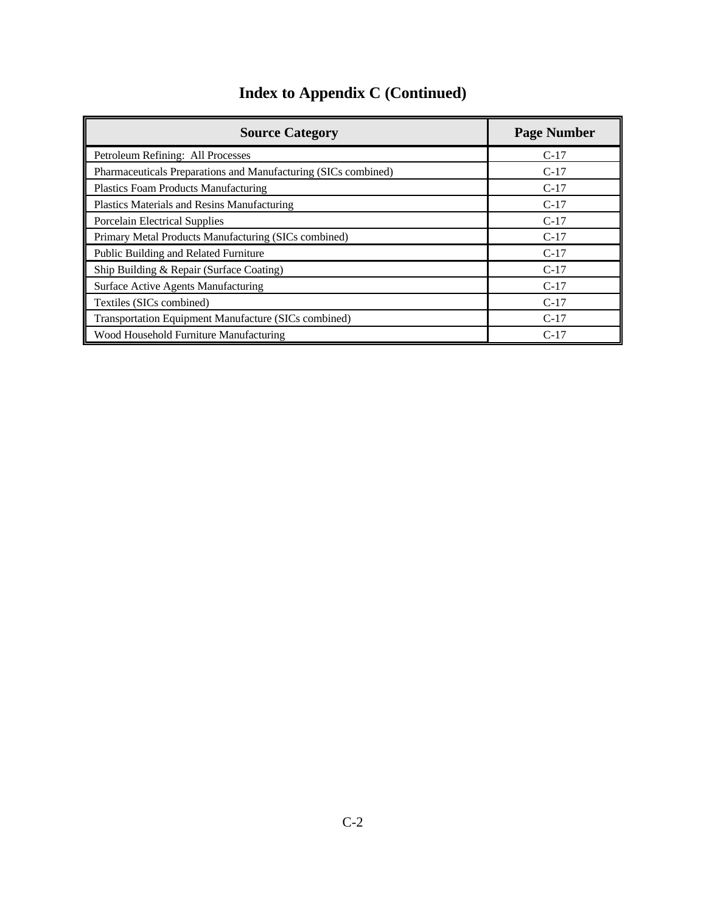# Index to Appendix C (Continued)

| Source Category | Page Number |
|---|---|
| Petroleum Refining: All Processes | C-17 |
| Pharmaceuticals Preparations and Manufacturing (SICs combined) | C-17 |
| Plastics Foam Products Manufacturing | C-17 |
| Plastics Materials and Resins Manufacturing | C-17 |
| Porcelain Electrical Supplies | C-17 |
| Primary Metal Products Manufacturing (SICs combined) | C-17 |
| Public Building and Related Furniture | C-17 |
| Ship Building & Repair (Surface Coating) | C-17 |
| Surface Active Agents Manufacturing | C-17 |
| Textiles (SICs combined) | C-17 |
| Transportation Equipment Manufacture (SICs combined) | C-17 |
| Wood Household Furniture Manufacturing | C-17 |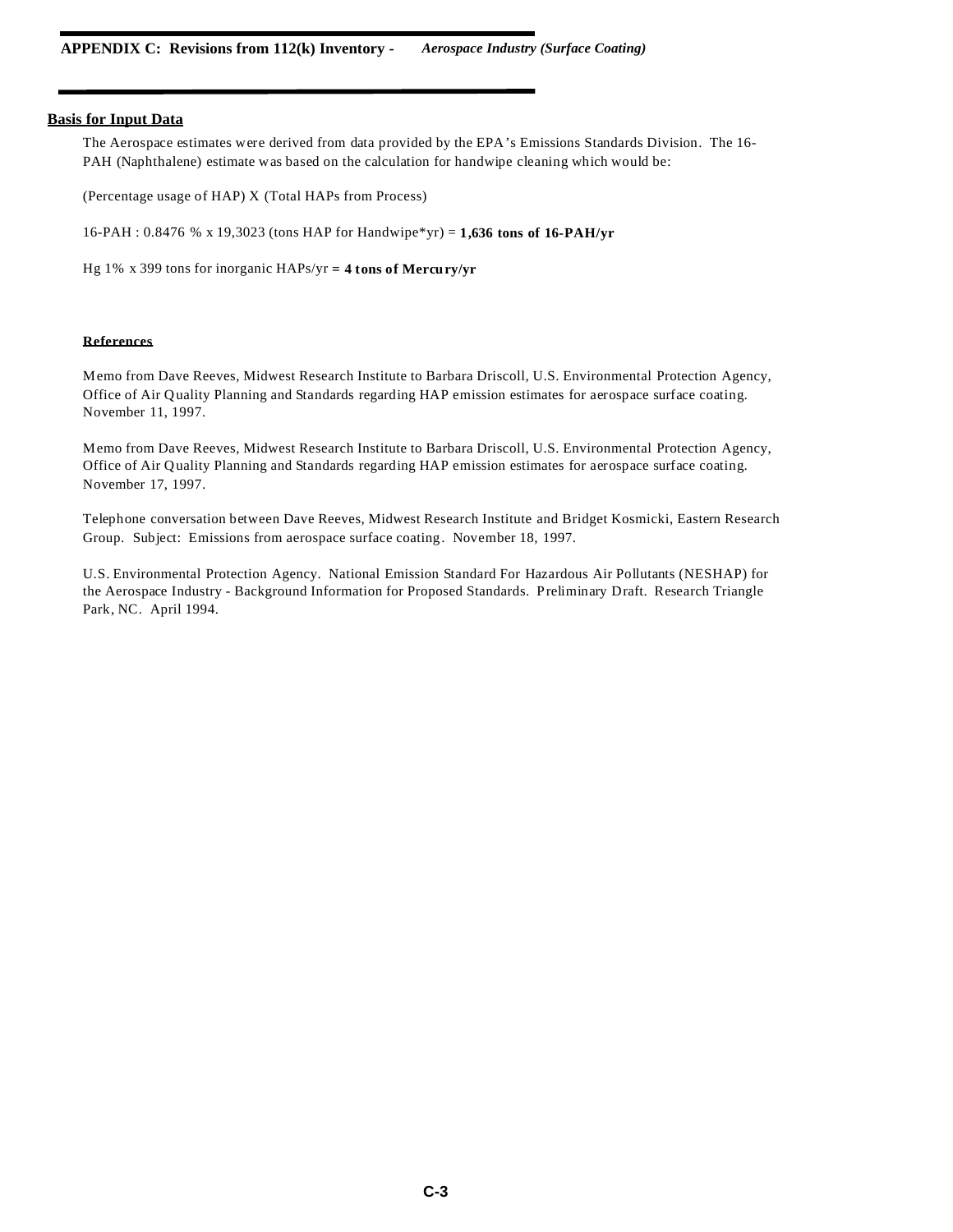## Basis for Input Data

The Aerospace estimates were derived from data provided by the EPA's Emissions Standards Division. The 16-PAH (Naphthalene) estimate was based on the calculation for handwipe cleaning which would be:

(Percentage usage of HAP) X (Total HAPs from Process)

16-PAH : 0.8476 % x 19,3023 (tons HAP for Handwipe*yr) = **1,636 tons of 16-PAH/yr**

Hg 1% x 399 tons for inorganic HAPs/yr **= 4 tons of Mercury/yr**

### References

Memo from Dave Reeves, Midwest Research Institute to Barbara Driscoll, U.S. Environmental Protection Agency, Office of Air Quality Planning and Standards regarding HAP emission estimates for aerospace surface coating. November 11, 1997.

Memo from Dave Reeves, Midwest Research Institute to Barbara Driscoll, U.S. Environmental Protection Agency, Office of Air Quality Planning and Standards regarding HAP emission estimates for aerospace surface coating. November 17, 1997.

Telephone conversation between Dave Reeves, Midwest Research Institute and Bridget Kosmicki, Eastern Research Group. Subject: Emissions from aerospace surface coating. November 18, 1997.

U.S. Environmental Protection Agency. National Emission Standard For Hazardous Air Pollutants (NESHAP) for the Aerospace Industry - Background Information for Proposed Standards. Preliminary Draft. Research Triangle Park, NC. April 1994.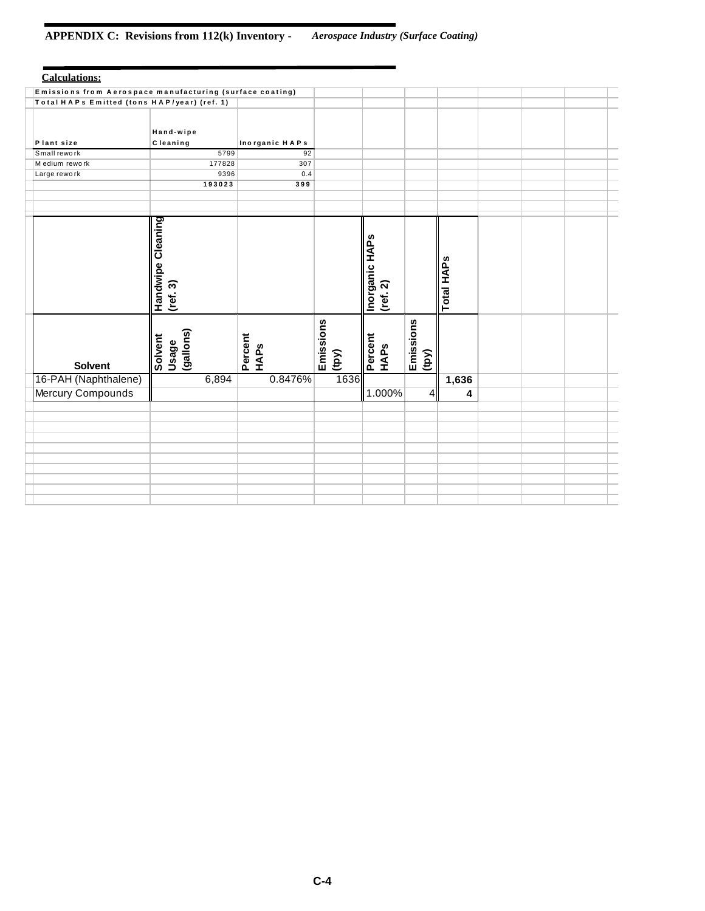**Calculations:**

**Emissions from Aerospace manufacturing (surface coating)**

**Total HAPs Emitted (tons HAP/year) (ref. 1)**

| Plant size | Hand-wipe Cleaning | Inorganic HAPs |
|---|---|---|
| Small rework | 5799 | 92 |
| Medium rework | 177828 | 307 |
| Large rework | 9396 | 0.4 |
| | **193023** | **399** |

| | Handwipe Cleaning (ref. 3) | | | Inorganic HAPs (ref. 2) | | Total HAPs |
|---|---|---|---|---|---|---|
| **Solvent** | **Solvent Usage (gallons)** | **Percent HAPs** | **Emissions (tpy)** | **Percent HAPs** | **Emissions (tpy)** | |
| 16-PAH (Naphthalene) | 6,894 | 0.8476% | 1636 | | | **1,636** |
| Mercury Compounds | | | | 1.000% | 4 | **4** |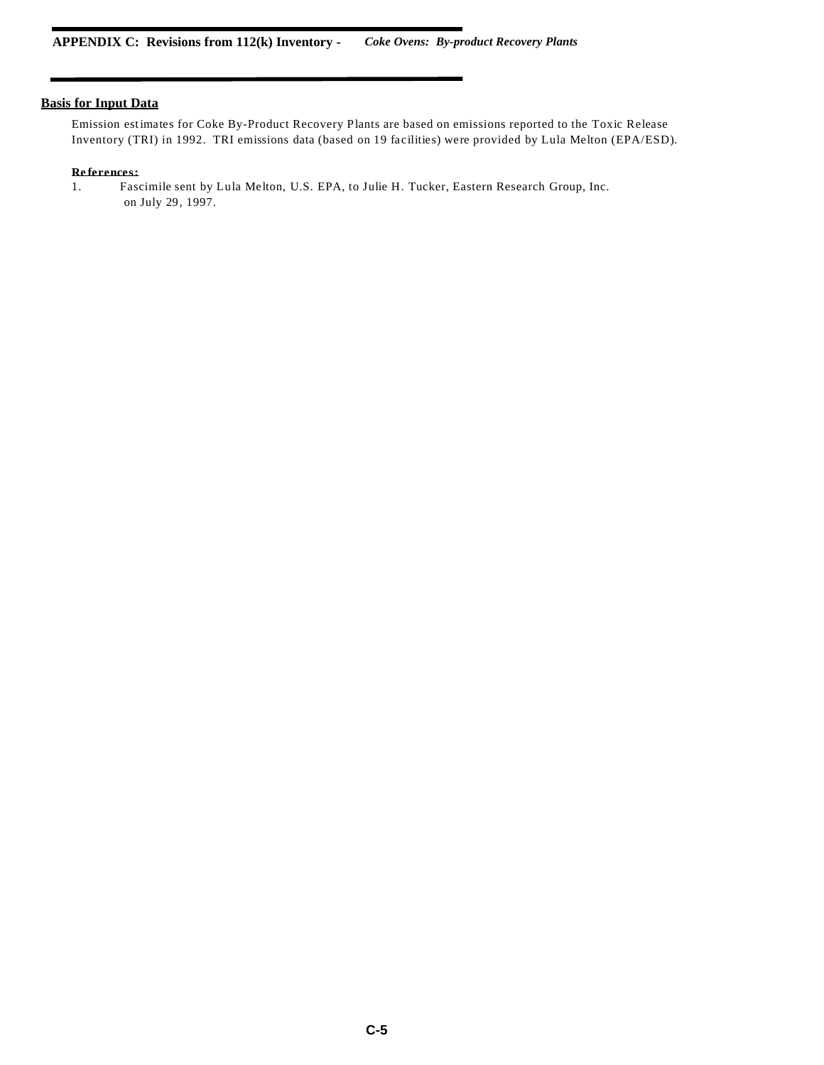**APPENDIX C: Revisions from 112(k) Inventory -** ***Coke Ovens: By-product Recovery Plants***

## Basis for Input Data

Emission estimates for Coke By-Product Recovery Plants are based on emissions reported to the Toxic Release Inventory (TRI) in 1992. TRI emissions data (based on 19 facilities) were provided by Lula Melton (EPA/ESD).

**References:**

1. Fascimile sent by Lula Melton, U.S. EPA, to Julie H. Tucker, Eastern Research Group, Inc. on July 29, 1997.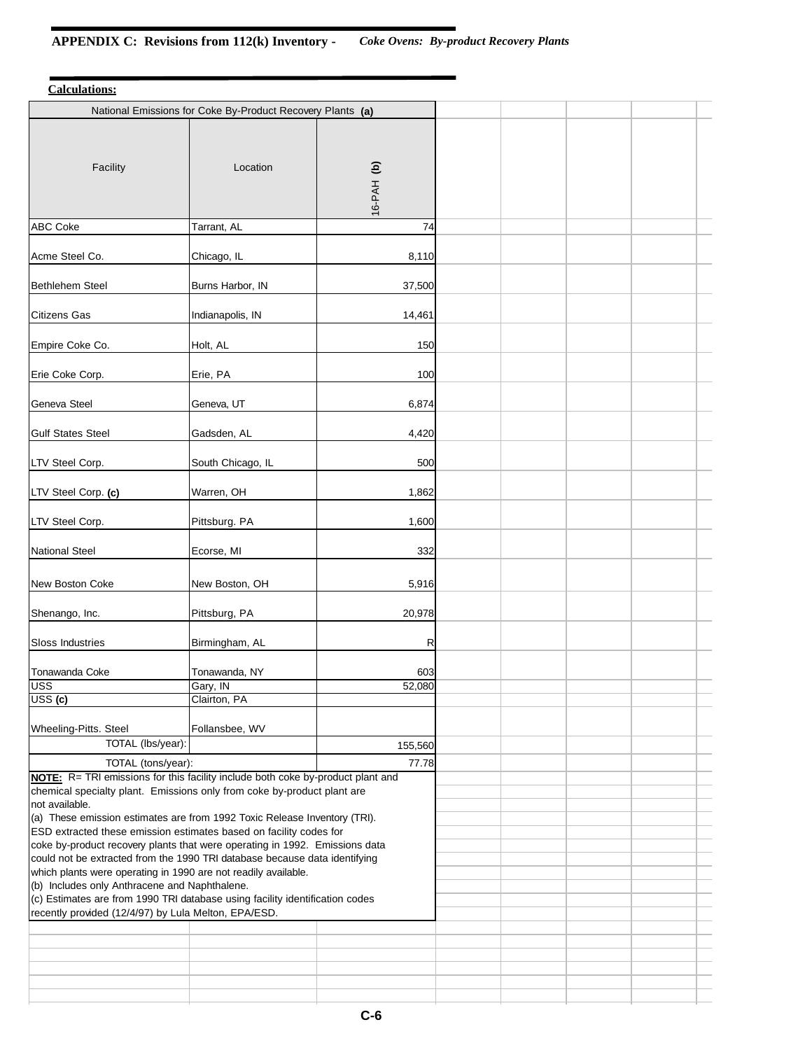**APPENDIX C: Revisions from 112(k) Inventory -** *Coke Ovens: By-product Recovery Plants*

**Calculations:**

| National Emissions for Coke By-Product Recovery Plants **(a)** | | |
|---|---|---|
| Facility | Location | 16-PAH **(b)** |
| ABC Coke | Tarrant, AL | 74 |
| Acme Steel Co. | Chicago, IL | 8,110 |
| Bethlehem Steel | Burns Harbor, IN | 37,500 |
| Citizens Gas | Indianapolis, IN | 14,461 |
| Empire Coke Co. | Holt, AL | 150 |
| Erie Coke Corp. | Erie, PA | 100 |
| Geneva Steel | Geneva, UT | 6,874 |
| Gulf States Steel | Gadsden, AL | 4,420 |
| LTV Steel Corp. | South Chicago, IL | 500 |
| LTV Steel Corp. **(c)** | Warren, OH | 1,862 |
| LTV Steel Corp. | Pittsburg. PA | 1,600 |
| National Steel | Ecorse, MI | 332 |
| New Boston Coke | New Boston, OH | 5,916 |
| Shenango, Inc. | Pittsburg, PA | 20,978 |
| Sloss Industries | Birmingham, AL | R |
| Tonawanda Coke | Tonawanda, NY | 603 |
| USS | Gary, IN | 52,080 |
| USS **(c)** | Clairton, PA | |
| Wheeling-Pitts. Steel | Follansbee, WV | |
| TOTAL (lbs/year): | | 155,560 |
| TOTAL (tons/year): | | 77.78 |

**NOTE:** R= TRI emissions for this facility include both coke by-product plant and chemical specialty plant. Emissions only from coke by-product plant are not available.

(a) These emission estimates are from 1992 Toxic Release Inventory (TRI). ESD extracted these emission estimates based on facility codes for coke by-product recovery plants that were operating in 1992. Emissions data could not be extracted from the 1990 TRI database because data identifying which plants were operating in 1990 are not readily available.

(b) Includes only Anthracene and Naphthalene.

(c) Estimates are from 1990 TRI database using facility identification codes recently provided (12/4/97) by Lula Melton, EPA/ESD.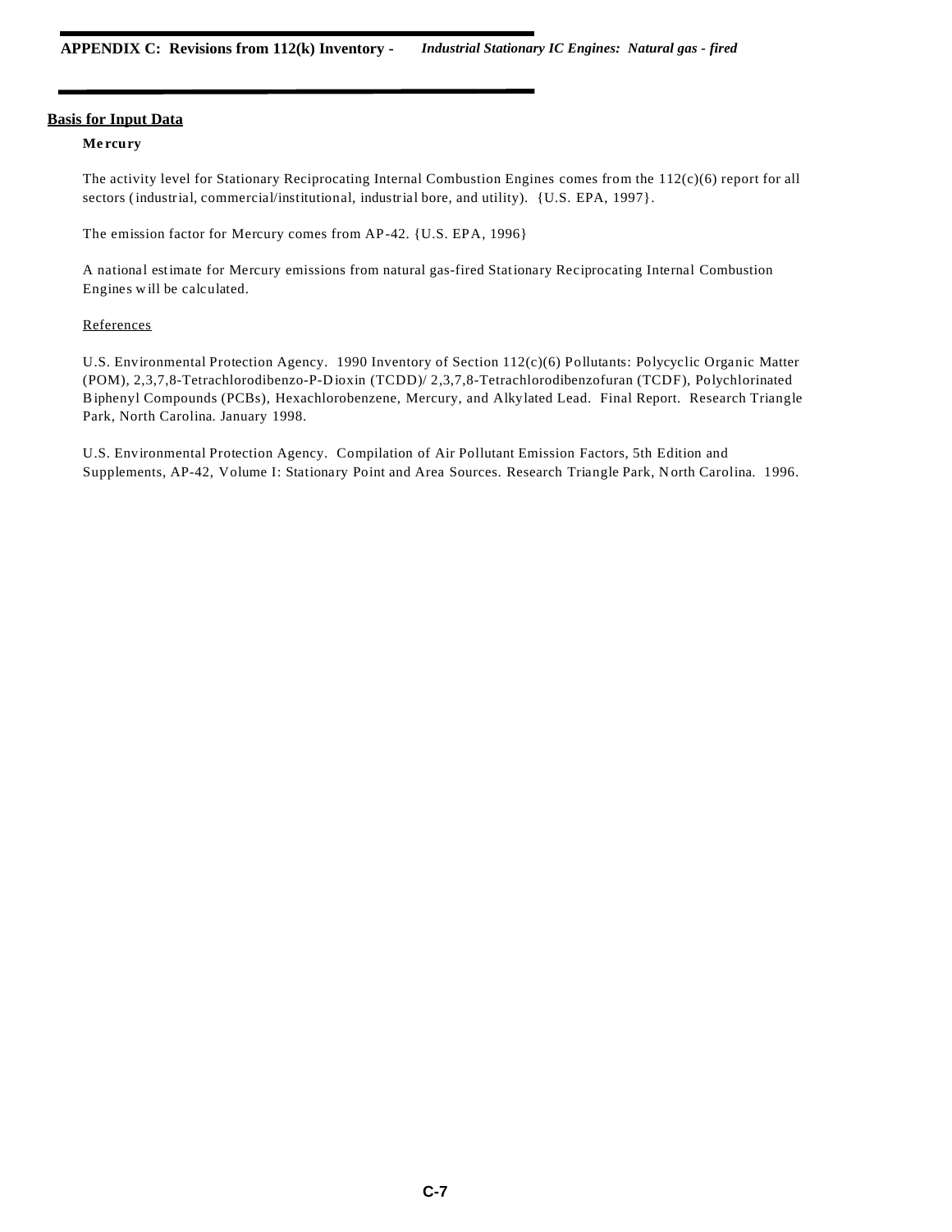## Basis for Input Data

### Mercury

The activity level for Stationary Reciprocating Internal Combustion Engines comes from the 112(c)(6) report for all sectors (industrial, commercial/institutional, industrial bore, and utility). {U.S. EPA, 1997}.

The emission factor for Mercury comes from AP-42. {U.S. EPA, 1996}

A national estimate for Mercury emissions from natural gas-fired Stationary Reciprocating Internal Combustion Engines will be calculated.

<u>References</u>

U.S. Environmental Protection Agency. 1990 Inventory of Section 112(c)(6) Pollutants: Polycyclic Organic Matter (POM), 2,3,7,8-Tetrachlorodibenzo-P-Dioxin (TCDD)/ 2,3,7,8-Tetrachlorodibenzofuran (TCDF), Polychlorinated Biphenyl Compounds (PCBs), Hexachlorobenzene, Mercury, and Alkylated Lead. Final Report. Research Triangle Park, North Carolina. January 1998.

U.S. Environmental Protection Agency. Compilation of Air Pollutant Emission Factors, 5th Edition and Supplements, AP-42, Volume I: Stationary Point and Area Sources. Research Triangle Park, North Carolina. 1996.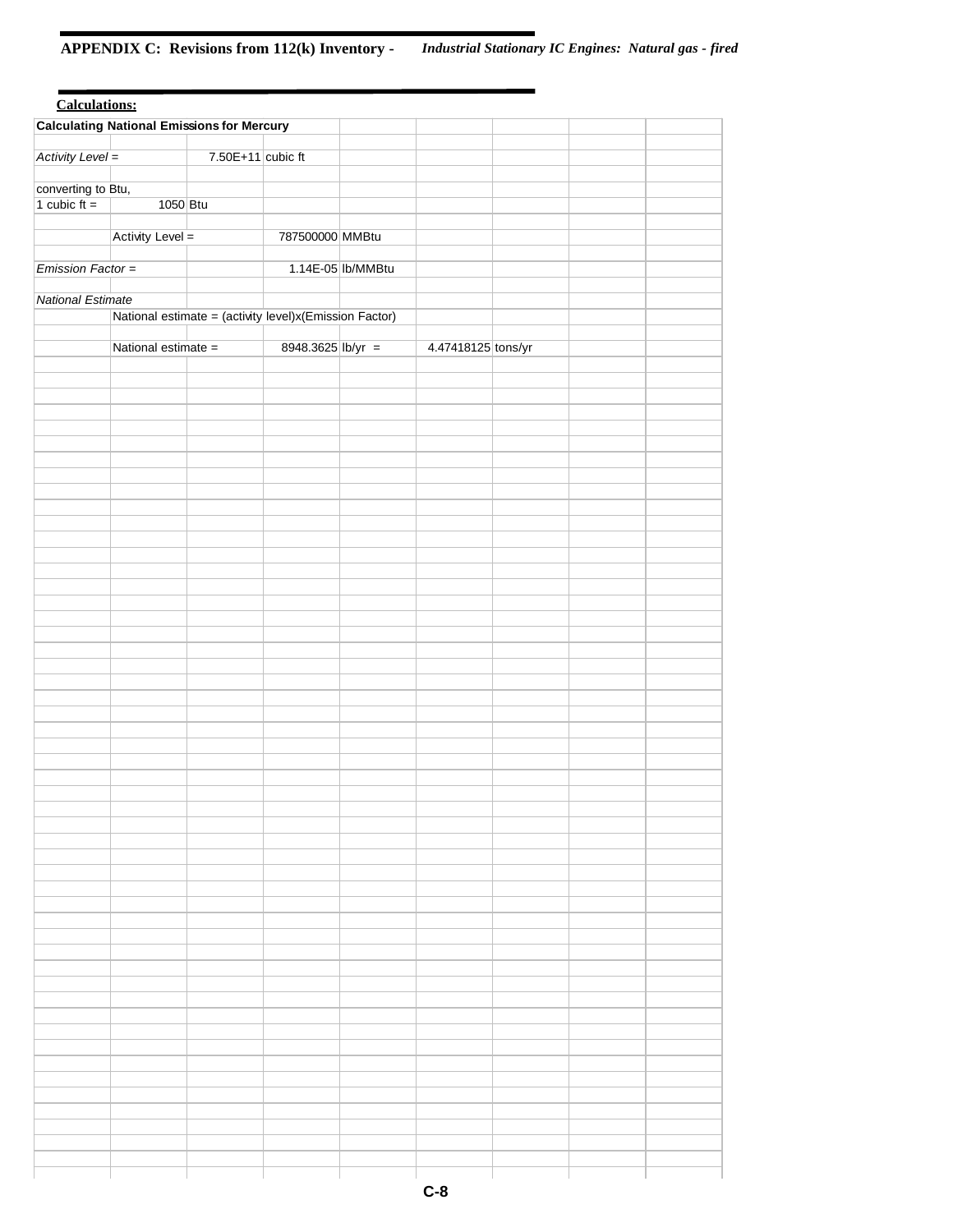## APPENDIX C: Revisions from 112(k) Inventory - *Industrial Stationary IC Engines: Natural gas - fired*

**Calculations:**

**Calculating National Emissions for Mercury**

*Activity Level =* 7.50E+11 cubic ft

converting to Btu,
1 cubic ft = 1050 Btu

Activity Level = 787500000 MMBtu

*Emission Factor =* 1.14E-05 lb/MMBtu

*National Estimate*

National estimate = (activity level)x(Emission Factor)

National estimate = 8948.3625 lb/yr = 4.47418125 tons/yr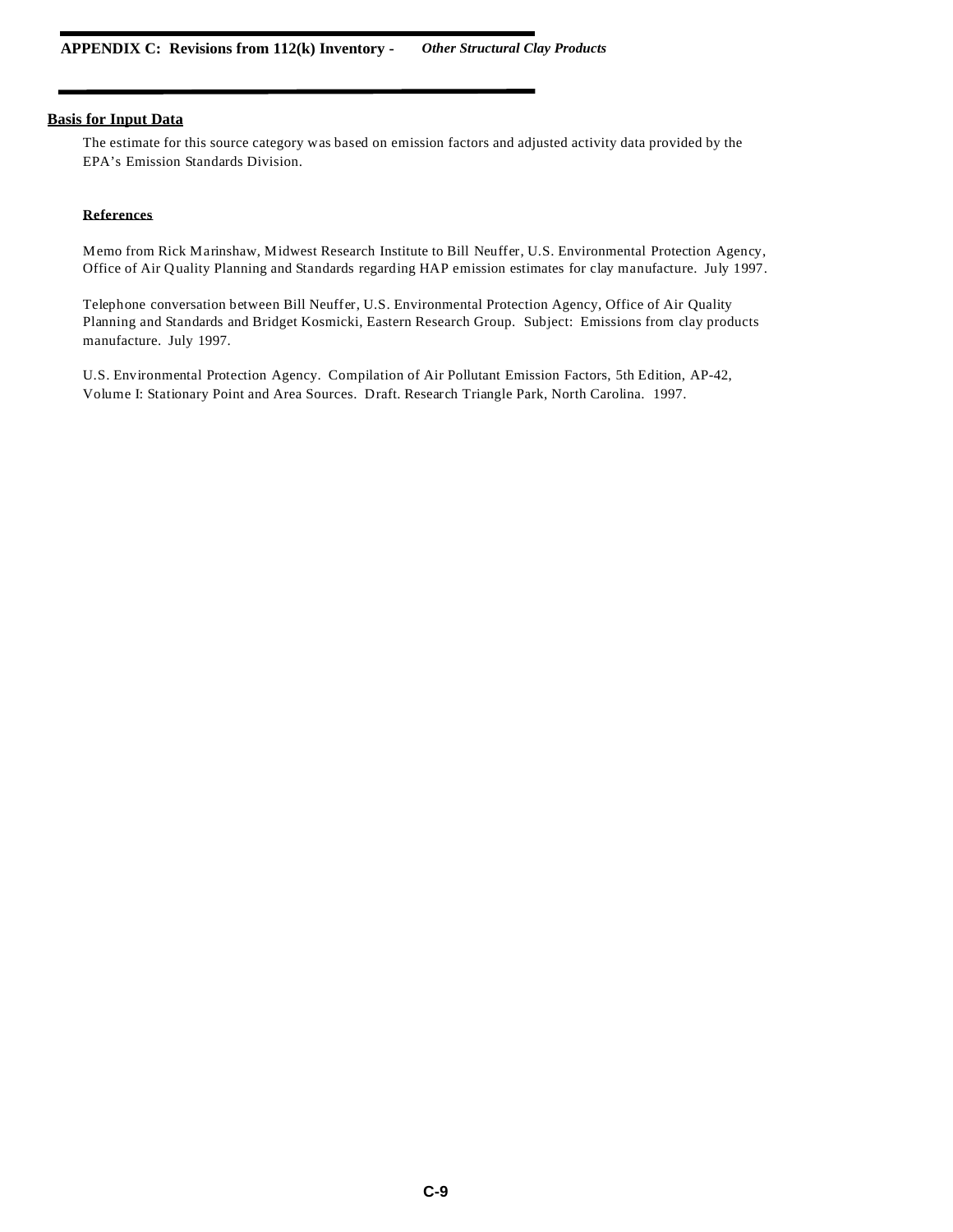**Basis for Input Data**

The estimate for this source category was based on emission factors and adjusted activity data provided by the EPA's Emission Standards Division.

**References**

Memo from Rick Marinshaw, Midwest Research Institute to Bill Neuffer, U.S. Environmental Protection Agency, Office of Air Quality Planning and Standards regarding HAP emission estimates for clay manufacture. July 1997.

Telephone conversation between Bill Neuffer, U.S. Environmental Protection Agency, Office of Air Quality Planning and Standards and Bridget Kosmicki, Eastern Research Group. Subject: Emissions from clay products manufacture. July 1997.

U.S. Environmental Protection Agency. Compilation of Air Pollutant Emission Factors, 5th Edition, AP-42, Volume I: Stationary Point and Area Sources. Draft. Research Triangle Park, North Carolina. 1997.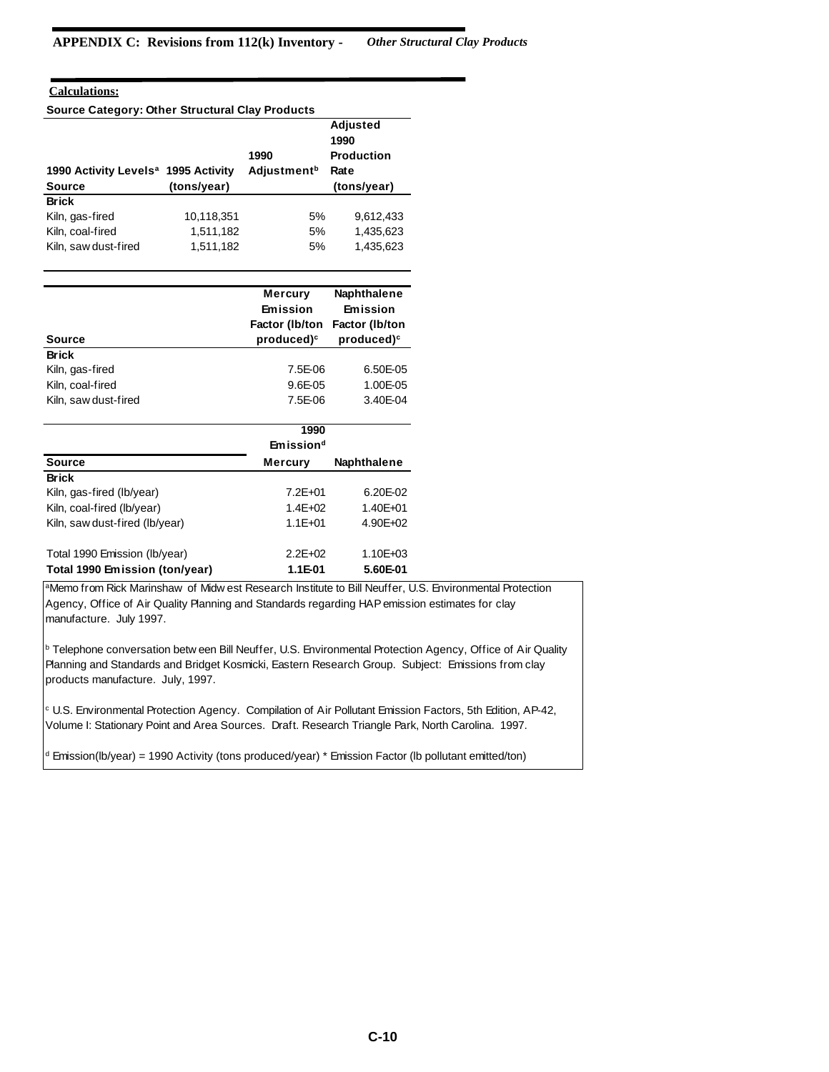**APPENDIX C: Revisions from 112(k) Inventory -** *Other Structural Clay Products*

**Calculations:**

**Source Category: Other Structural Clay Products**

| 1990 Activity Levels[a] Source | 1995 Activity (tons/year) | 1990 Adjustment[b] | Adjusted 1990 Production Rate (tons/year) |
|---|---|---|---|
| **Brick** | | | |
| Kiln, gas-fired | 10,118,351 | 5% | 9,612,433 |
| Kiln, coal-fired | 1,511,182 | 5% | 1,435,623 |
| Kiln, saw dust-fired | 1,511,182 | 5% | 1,435,623 |

| Source | Mercury Emission Factor (lb/ton produced)[c] | Naphthalene Emission Factor (lb/ton produced)[c] |
|---|---|---|
| **Brick** | | |
| Kiln, gas-fired | 7.5E-06 | 6.50E-05 |
| Kiln, coal-fired | 9.6E-05 | 1.00E-05 |
| Kiln, saw dust-fired | 7.5E-06 | 3.40E-04 |

| | 1990 Emission[d] | |
|---|---|---|
| **Source** | **Mercury** | **Naphthalene** |
| **Brick** | | |
| Kiln, gas-fired (lb/year) | 7.2E+01 | 6.20E-02 |
| Kiln, coal-fired (lb/year) | 1.4E+02 | 1.40E+01 |
| Kiln, saw dust-fired (lb/year) | 1.1E+01 | 4.90E+02 |
| Total 1990 Emission (lb/year) | 2.2E+02 | 1.10E+03 |
| **Total 1990 Emission (ton/year)** | **1.1E-01** | **5.60E-01** |

[a] Memo from Rick Marinshaw of Midwest Research Institute to Bill Neuffer, U.S. Environmental Protection Agency, Office of Air Quality Planning and Standards regarding HAP emission estimates for clay manufacture. July 1997.

[b] Telephone conversation between Bill Neuffer, U.S. Environmental Protection Agency, Office of Air Quality Planning and Standards and Bridget Kosmicki, Eastern Research Group. Subject: Emissions from clay products manufacture. July, 1997.

[c] U.S. Environmental Protection Agency. Compilation of Air Pollutant Emission Factors, 5th Edition, AP-42, Volume I: Stationary Point and Area Sources. Draft. Research Triangle Park, North Carolina. 1997.

[d] Emission(lb/year) = 1990 Activity (tons produced/year) * Emission Factor (lb pollutant emitted/ton)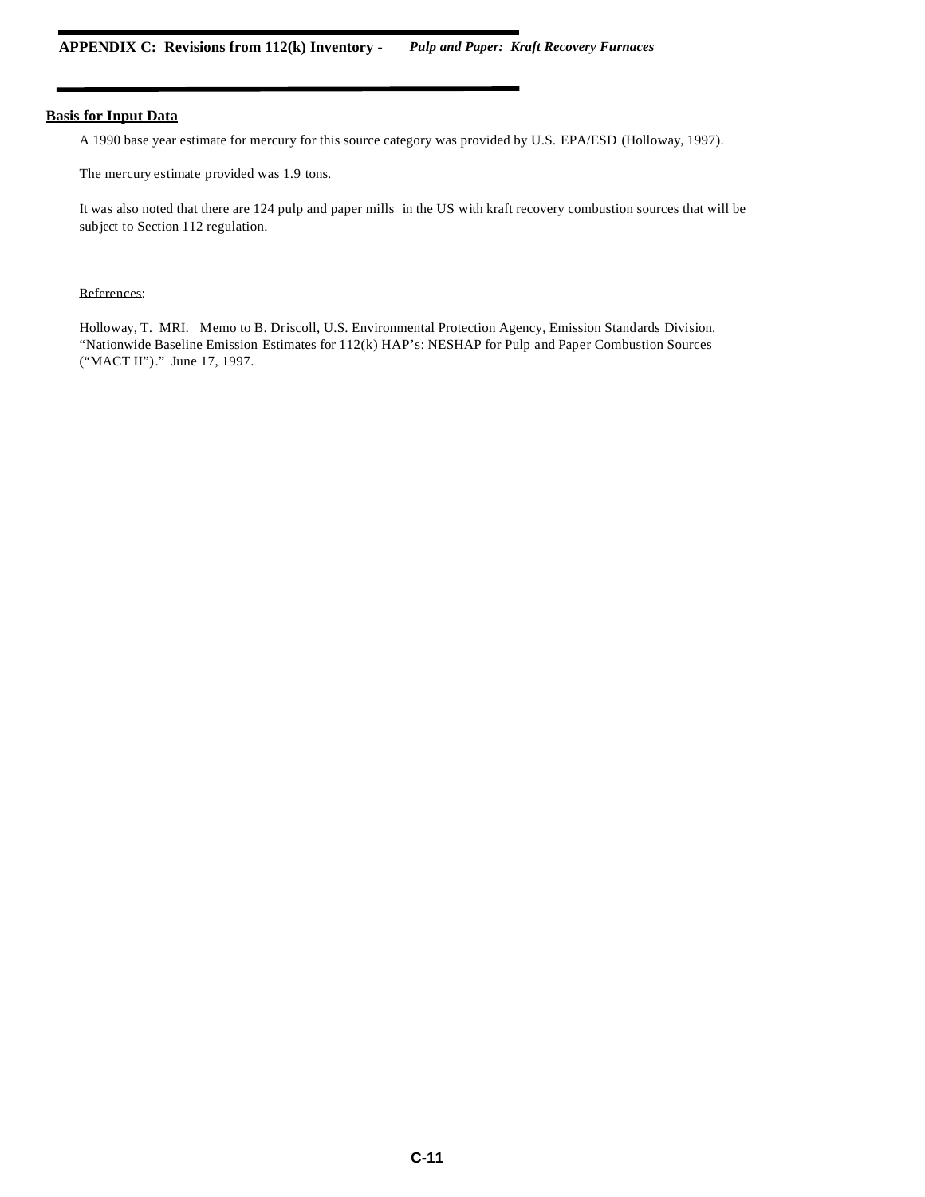## Basis for Input Data

A 1990 base year estimate for mercury for this source category was provided by U.S. EPA/ESD (Holloway, 1997).

The mercury estimate provided was 1.9 tons.

It was also noted that there are 124 pulp and paper mills in the US with kraft recovery combustion sources that will be subject to Section 112 regulation.

References:

Holloway, T. MRI. Memo to B. Driscoll, U.S. Environmental Protection Agency, Emission Standards Division. "Nationwide Baseline Emission Estimates for 112(k) HAP's: NESHAP for Pulp and Paper Combustion Sources ("MACT II")." June 17, 1997.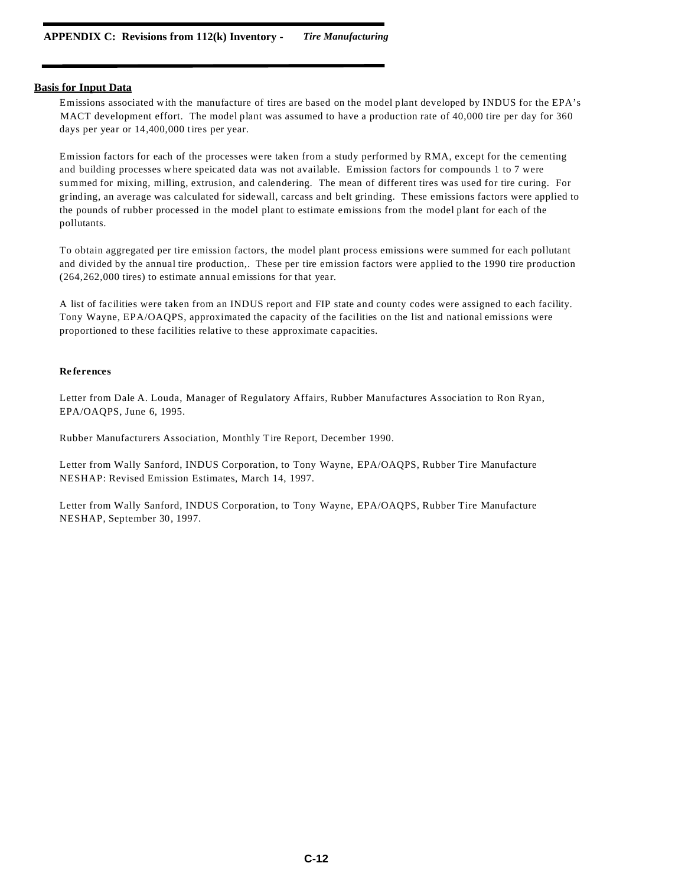## Basis for Input Data

Emissions associated with the manufacture of tires are based on the model plant developed by INDUS for the EPA's MACT development effort. The model plant was assumed to have a production rate of 40,000 tire per day for 360 days per year or 14,400,000 tires per year.

Emission factors for each of the processes were taken from a study performed by RMA, except for the cementing and building processes where speicated data was not available. Emission factors for compounds 1 to 7 were summed for mixing, milling, extrusion, and calendering. The mean of different tires was used for tire curing. For grinding, an average was calculated for sidewall, carcass and belt grinding. These emissions factors were applied to the pounds of rubber processed in the model plant to estimate emissions from the model plant for each of the pollutants.

To obtain aggregated per tire emission factors, the model plant process emissions were summed for each pollutant and divided by the annual tire production,. These per tire emission factors were applied to the 1990 tire production (264,262,000 tires) to estimate annual emissions for that year.

A list of facilities were taken from an INDUS report and FIP state and county codes were assigned to each facility. Tony Wayne, EPA/OAQPS, approximated the capacity of the facilities on the list and national emissions were proportioned to these facilities relative to these approximate capacities.

### References

Letter from Dale A. Louda, Manager of Regulatory Affairs, Rubber Manufactures Association to Ron Ryan, EPA/OAQPS, June 6, 1995.

Rubber Manufacturers Association, Monthly Tire Report, December 1990.

Letter from Wally Sanford, INDUS Corporation, to Tony Wayne, EPA/OAQPS, Rubber Tire Manufacture NESHAP: Revised Emission Estimates, March 14, 1997.

Letter from Wally Sanford, INDUS Corporation, to Tony Wayne, EPA/OAQPS, Rubber Tire Manufacture NESHAP, September 30, 1997.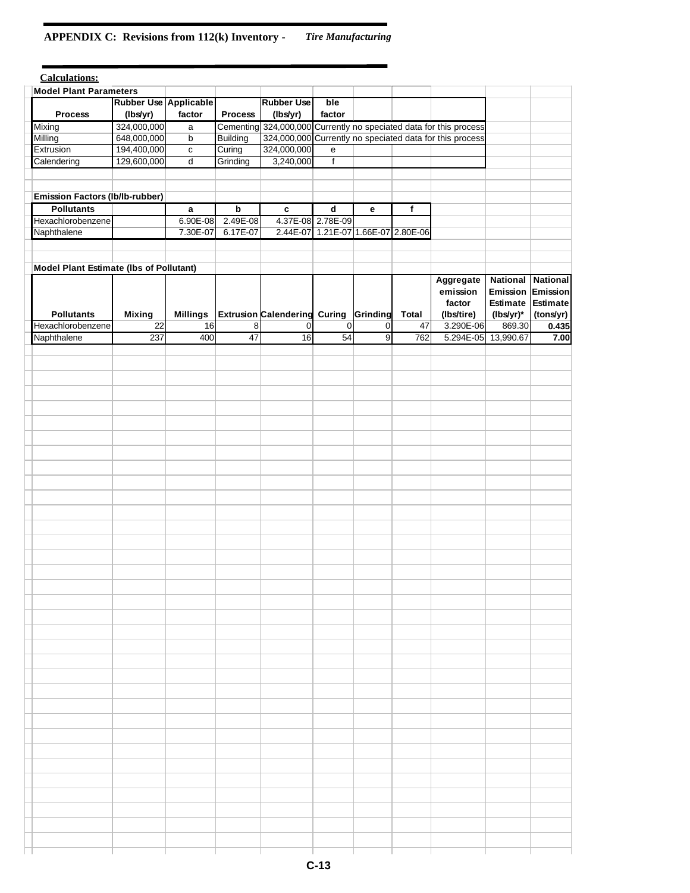# APPENDIX C: Revisions from 112(k) Inventory - *Tire Manufacturing*

**Calculations:**

**Model Plant Parameters**

| Process | Rubber Use (lbs/yr) | Applicable factor | Process | Rubber Use (lbs/yr) | ble factor |
|---|---|---|---|---|---|
| Mixing | 324,000,000 | a | Cementing | 324,000,000 | Currently no speciated data for this process |
| Milling | 648,000,000 | b | Building | 324,000,000 | Currently no speciated data for this process |
| Extrusion | 194,400,000 | c | Curing | 324,000,000 | e |
| Calendering | 129,600,000 | d | Grinding | 3,240,000 | f |

**Emission Factors (lb/lb-rubber)**

| Pollutants | a | b | c | d | e | f |
|---|---|---|---|---|---|---|
| Hexachlorobenzene | 6.90E-08 | 2.49E-08 | 4.37E-08 | 2.78E-09 | | |
| Naphthalene | 7.30E-07 | 6.17E-07 | 2.44E-07 | 1.21E-07 | 1.66E-07 | 2.80E-06 |

**Model Plant Estimate (lbs of Pollutant)**

| Pollutants | Mixing | Millings | Extrusion | Calendering | Curing | Grinding | Total | Aggregate emission factor (lbs/tire) | National Emission Estimate (lbs/yr)* | National Emission Estimate (tons/yr) |
|---|---|---|---|---|---|---|---|---|---|---|
| Hexachlorobenzene | 22 | 16 | 8 | 0 | 0 | 0 | 47 | 3.290E-06 | 869.30 | **0.435** |
| Naphthalene | 237 | 400 | 47 | 16 | 54 | 9 | 762 | 5.294E-05 | 13,990.67 | **7.00** |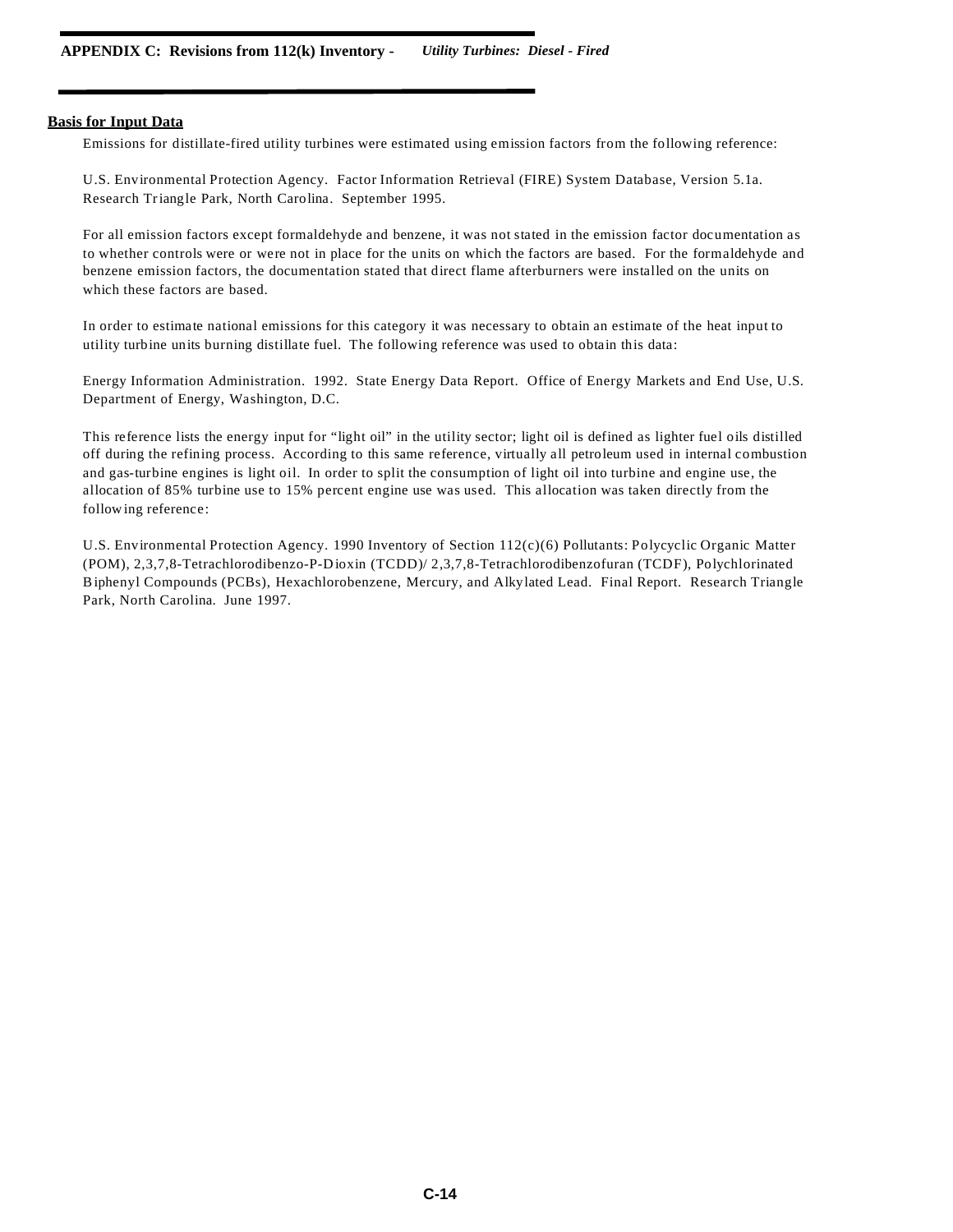## Basis for Input Data

Emissions for distillate-fired utility turbines were estimated using emission factors from the following reference:

U.S. Environmental Protection Agency. Factor Information Retrieval (FIRE) System Database, Version 5.1a. Research Triangle Park, North Carolina. September 1995.

For all emission factors except formaldehyde and benzene, it was not stated in the emission factor documentation as to whether controls were or were not in place for the units on which the factors are based. For the formaldehyde and benzene emission factors, the documentation stated that direct flame afterburners were installed on the units on which these factors are based.

In order to estimate national emissions for this category it was necessary to obtain an estimate of the heat input to utility turbine units burning distillate fuel. The following reference was used to obtain this data:

Energy Information Administration. 1992. State Energy Data Report. Office of Energy Markets and End Use, U.S. Department of Energy, Washington, D.C.

This reference lists the energy input for "light oil" in the utility sector; light oil is defined as lighter fuel oils distilled off during the refining process. According to this same reference, virtually all petroleum used in internal combustion and gas-turbine engines is light oil. In order to split the consumption of light oil into turbine and engine use, the allocation of 85% turbine use to 15% percent engine use was used. This allocation was taken directly from the following reference:

U.S. Environmental Protection Agency. 1990 Inventory of Section 112(c)(6) Pollutants: Polycyclic Organic Matter (POM), 2,3,7,8-Tetrachlorodibenzo-P-Dioxin (TCDD)/ 2,3,7,8-Tetrachlorodibenzofuran (TCDF), Polychlorinated Biphenyl Compounds (PCBs), Hexachlorobenzene, Mercury, and Alkylated Lead. Final Report. Research Triangle Park, North Carolina. June 1997.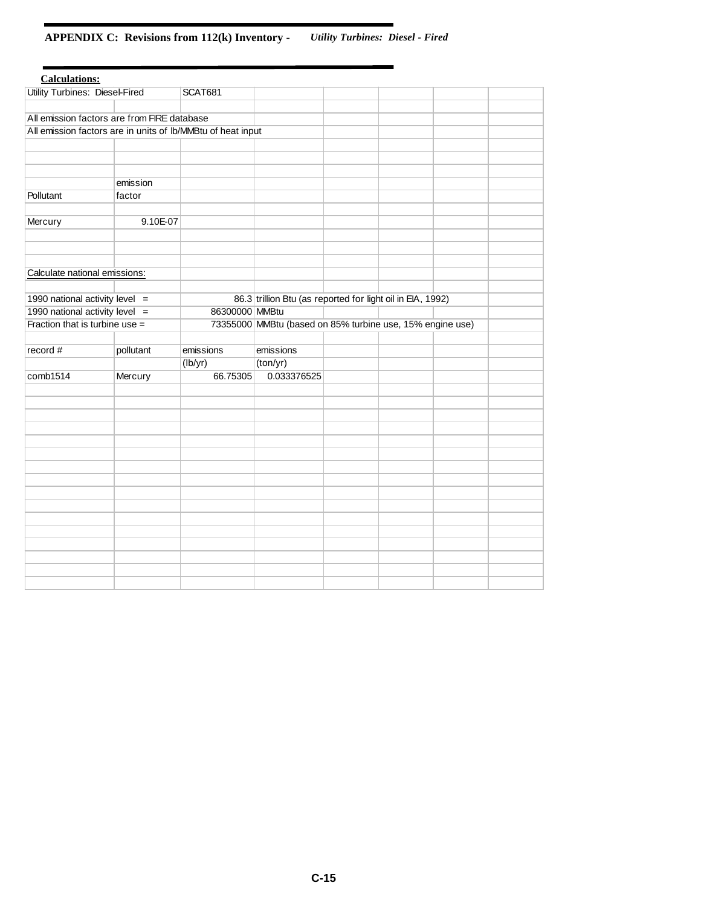**APPENDIX C: Revisions from 112(k) Inventory -** ***Utility Turbines: Diesel - Fired***

**Calculations:**

| | | | | | | | |
|---|---|---|---|---|---|---|---|
| Utility Turbines: Diesel-Fired | | SCAT681 | | | | | |
| | | | | | | | |
| All emission factors are from FIRE database | | | | | | | |
| All emission factors are in units of lb/MMBtu of heat input | | | | | | | |
| | | | | | | | |
| | | | | | | | |
| | | | | | | | |
| | emission | | | | | | |
| Pollutant | factor | | | | | | |
| | | | | | | | |
| Mercury | 9.10E-07 | | | | | | |
| | | | | | | | |
| | | | | | | | |
| | | | | | | | |
| Calculate national emissions: | | | | | | | |
| | | | | | | | |
| 1990 national activity level = | | 86.3 | trillion Btu (as reported for light oil in EIA, 1992) | | | | |
| 1990 national activity level = | | 86300000 | MMBtu | | | | |
| Fraction that is turbine use = | | 73355000 | MMBtu (based on 85% turbine use, 15% engine use) | | | | |
| | | | | | | | |
| record # | pollutant | emissions | emissions | | | | |
| | | (lb/yr) | (ton/yr) | | | | |
| comb1514 | Mercury | 66.75305 | 0.033376525 | | | | |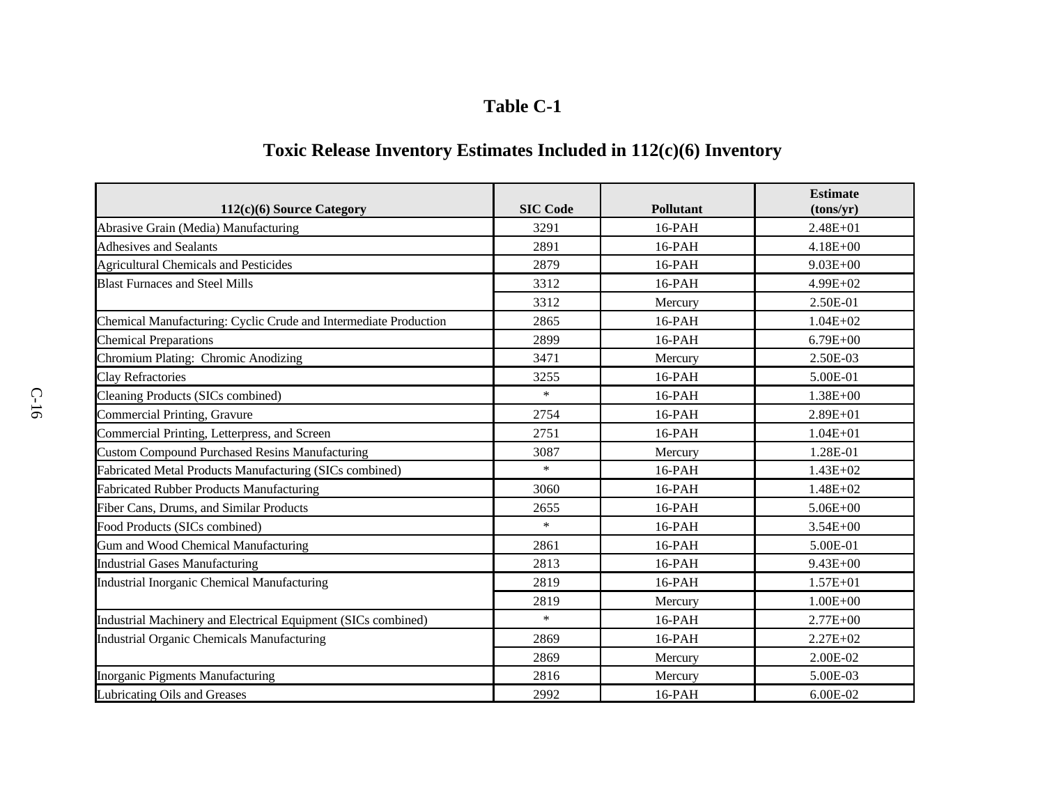# Table C-1

## Toxic Release Inventory Estimates Included in 112(c)(6) Inventory

| 112(c)(6) Source Category | SIC Code | Pollutant | Estimate (tons/yr) |
|---|---|---|---|
| Abrasive Grain (Media) Manufacturing | 3291 | 16-PAH | 2.48E+01 |
| Adhesives and Sealants | 2891 | 16-PAH | 4.18E+00 |
| Agricultural Chemicals and Pesticides | 2879 | 16-PAH | 9.03E+00 |
| Blast Furnaces and Steel Mills | 3312 | 16-PAH | 4.99E+02 |
| | 3312 | Mercury | 2.50E-01 |
| Chemical Manufacturing: Cyclic Crude and Intermediate Production | 2865 | 16-PAH | 1.04E+02 |
| Chemical Preparations | 2899 | 16-PAH | 6.79E+00 |
| Chromium Plating: Chromic Anodizing | 3471 | Mercury | 2.50E-03 |
| Clay Refractories | 3255 | 16-PAH | 5.00E-01 |
| Cleaning Products (SICs combined) | * | 16-PAH | 1.38E+00 |
| Commercial Printing, Gravure | 2754 | 16-PAH | 2.89E+01 |
| Commercial Printing, Letterpress, and Screen | 2751 | 16-PAH | 1.04E+01 |
| Custom Compound Purchased Resins Manufacturing | 3087 | Mercury | 1.28E-01 |
| Fabricated Metal Products Manufacturing (SICs combined) | * | 16-PAH | 1.43E+02 |
| Fabricated Rubber Products Manufacturing | 3060 | 16-PAH | 1.48E+02 |
| Fiber Cans, Drums, and Similar Products | 2655 | 16-PAH | 5.06E+00 |
| Food Products (SICs combined) | * | 16-PAH | 3.54E+00 |
| Gum and Wood Chemical Manufacturing | 2861 | 16-PAH | 5.00E-01 |
| Industrial Gases Manufacturing | 2813 | 16-PAH | 9.43E+00 |
| Industrial Inorganic Chemical Manufacturing | 2819 | 16-PAH | 1.57E+01 |
| | 2819 | Mercury | 1.00E+00 |
| Industrial Machinery and Electrical Equipment (SICs combined) | * | 16-PAH | 2.77E+00 |
| Industrial Organic Chemicals Manufacturing | 2869 | 16-PAH | 2.27E+02 |
| | 2869 | Mercury | 2.00E-02 |
| Inorganic Pigments Manufacturing | 2816 | Mercury | 5.00E-03 |
| Lubricating Oils and Greases | 2992 | 16-PAH | 6.00E-02 |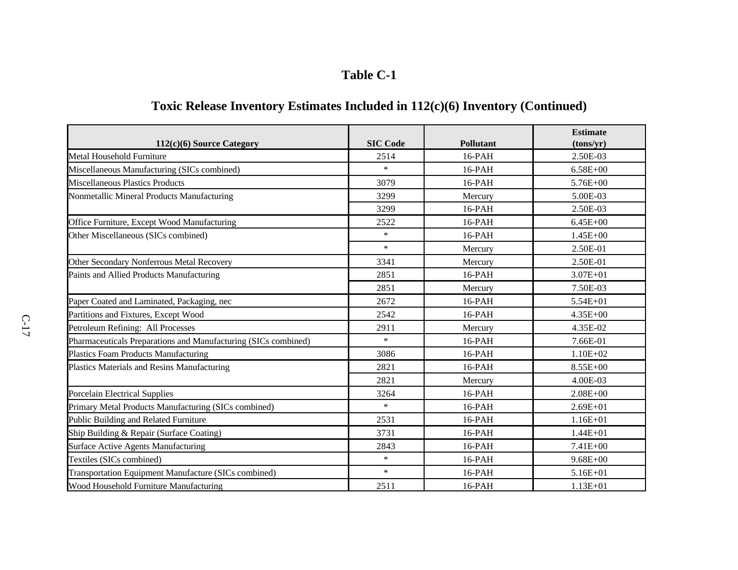# Table C-1

## Toxic Release Inventory Estimates Included in 112(c)(6) Inventory (Continued)

| 112(c)(6) Source Category | SIC Code | Pollutant | Estimate (tons/yr) |
|---|---|---|---|
| Metal Household Furniture | 2514 | 16-PAH | 2.50E-03 |
| Miscellaneous Manufacturing (SICs combined) | * | 16-PAH | 6.58E+00 |
| Miscellaneous Plastics Products | 3079 | 16-PAH | 5.76E+00 |
| Nonmetallic Mineral Products Manufacturing | 3299 | Mercury | 5.00E-03 |
| | 3299 | 16-PAH | 2.50E-03 |
| Office Furniture, Except Wood Manufacturing | 2522 | 16-PAH | 6.45E+00 |
| Other Miscellaneous (SICs combined) | * | 16-PAH | 1.45E+00 |
| | * | Mercury | 2.50E-01 |
| Other Secondary Nonferrous Metal Recovery | 3341 | Mercury | 2.50E-01 |
| Paints and Allied Products Manufacturing | 2851 | 16-PAH | 3.07E+01 |
| | 2851 | Mercury | 7.50E-03 |
| Paper Coated and Laminated, Packaging, nec | 2672 | 16-PAH | 5.54E+01 |
| Partitions and Fixtures, Except Wood | 2542 | 16-PAH | 4.35E+00 |
| Petroleum Refining:  All Processes | 2911 | Mercury | 4.35E-02 |
| Pharmaceuticals Preparations and Manufacturing (SICs combined) | * | 16-PAH | 7.66E-01 |
| Plastics Foam Products Manufacturing | 3086 | 16-PAH | 1.10E+02 |
| Plastics Materials and Resins Manufacturing | 2821 | 16-PAH | 8.55E+00 |
| | 2821 | Mercury | 4.00E-03 |
| Porcelain Electrical Supplies | 3264 | 16-PAH | 2.08E+00 |
| Primary Metal Products Manufacturing (SICs combined) | * | 16-PAH | 2.69E+01 |
| Public Building and Related Furniture | 2531 | 16-PAH | 1.16E+01 |
| Ship Building & Repair (Surface Coating) | 3731 | 16-PAH | 1.44E+01 |
| Surface Active Agents Manufacturing | 2843 | 16-PAH | 7.41E+00 |
| Textiles (SICs combined) | * | 16-PAH | 9.68E+00 |
| Transportation Equipment Manufacture (SICs combined) | * | 16-PAH | 5.16E+01 |
| Wood Household Furniture Manufacturing | 2511 | 16-PAH | 1.13E+01 |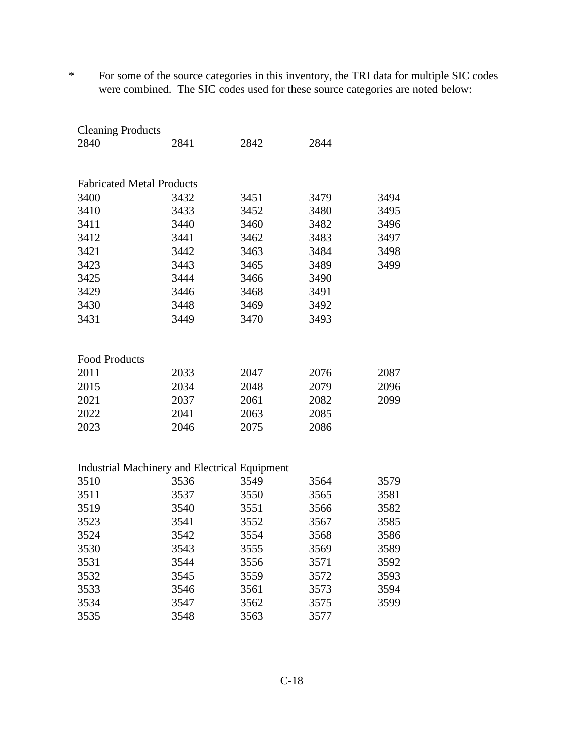* For some of the source categories in this inventory, the TRI data for multiple SIC codes were combined. The SIC codes used for these source categories are noted below:

Cleaning Products

| | | | |
|---|---|---|---|
| 2840 | 2841 | 2842 | 2844 |

Fabricated Metal Products

| | | | | |
|---|---|---|---|---|
| 3400 | 3432 | 3451 | 3479 | 3494 |
| 3410 | 3433 | 3452 | 3480 | 3495 |
| 3411 | 3440 | 3460 | 3482 | 3496 |
| 3412 | 3441 | 3462 | 3483 | 3497 |
| 3421 | 3442 | 3463 | 3484 | 3498 |
| 3423 | 3443 | 3465 | 3489 | 3499 |
| 3425 | 3444 | 3466 | 3490 | |
| 3429 | 3446 | 3468 | 3491 | |
| 3430 | 3448 | 3469 | 3492 | |
| 3431 | 3449 | 3470 | 3493 | |

Food Products

| | | | | |
|---|---|---|---|---|
| 2011 | 2033 | 2047 | 2076 | 2087 |
| 2015 | 2034 | 2048 | 2079 | 2096 |
| 2021 | 2037 | 2061 | 2082 | 2099 |
| 2022 | 2041 | 2063 | 2085 | |
| 2023 | 2046 | 2075 | 2086 | |

Industrial Machinery and Electrical Equipment

| | | | | |
|---|---|---|---|---|
| 3510 | 3536 | 3549 | 3564 | 3579 |
| 3511 | 3537 | 3550 | 3565 | 3581 |
| 3519 | 3540 | 3551 | 3566 | 3582 |
| 3523 | 3541 | 3552 | 3567 | 3585 |
| 3524 | 3542 | 3554 | 3568 | 3586 |
| 3530 | 3543 | 3555 | 3569 | 3589 |
| 3531 | 3544 | 3556 | 3571 | 3592 |
| 3532 | 3545 | 3559 | 3572 | 3593 |
| 3533 | 3546 | 3561 | 3573 | 3594 |
| 3534 | 3547 | 3562 | 3575 | 3599 |
| 3535 | 3548 | 3563 | 3577 | |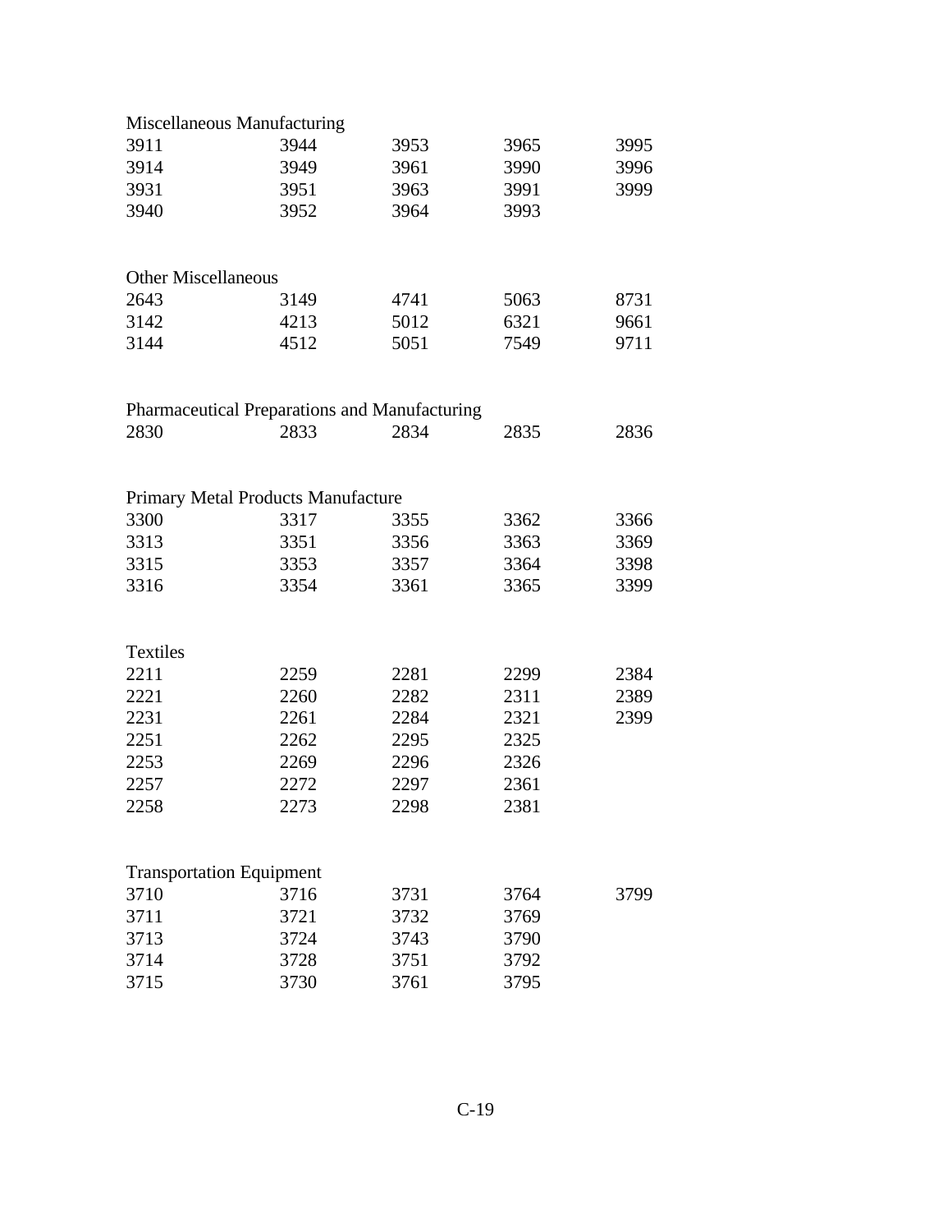Miscellaneous Manufacturing

| | | | | |
|---|---|---|---|---|
| 3911 | 3944 | 3953 | 3965 | 3995 |
| 3914 | 3949 | 3961 | 3990 | 3996 |
| 3931 | 3951 | 3963 | 3991 | 3999 |
| 3940 | 3952 | 3964 | 3993 | |

Other Miscellaneous

| | | | | |
|---|---|---|---|---|
| 2643 | 3149 | 4741 | 5063 | 8731 |
| 3142 | 4213 | 5012 | 6321 | 9661 |
| 3144 | 4512 | 5051 | 7549 | 9711 |

Pharmaceutical Preparations and Manufacturing

| | | | | |
|---|---|---|---|---|
| 2830 | 2833 | 2834 | 2835 | 2836 |

Primary Metal Products Manufacture

| | | | | |
|---|---|---|---|---|
| 3300 | 3317 | 3355 | 3362 | 3366 |
| 3313 | 3351 | 3356 | 3363 | 3369 |
| 3315 | 3353 | 3357 | 3364 | 3398 |
| 3316 | 3354 | 3361 | 3365 | 3399 |

Textiles

| | | | | |
|---|---|---|---|---|
| 2211 | 2259 | 2281 | 2299 | 2384 |
| 2221 | 2260 | 2282 | 2311 | 2389 |
| 2231 | 2261 | 2284 | 2321 | 2399 |
| 2251 | 2262 | 2295 | 2325 | |
| 2253 | 2269 | 2296 | 2326 | |
| 2257 | 2272 | 2297 | 2361 | |
| 2258 | 2273 | 2298 | 2381 | |

Transportation Equipment

| | | | | |
|---|---|---|---|---|
| 3710 | 3716 | 3731 | 3764 | 3799 |
| 3711 | 3721 | 3732 | 3769 | |
| 3713 | 3724 | 3743 | 3790 | |
| 3714 | 3728 | 3751 | 3792 | |
| 3715 | 3730 | 3761 | 3795 | |